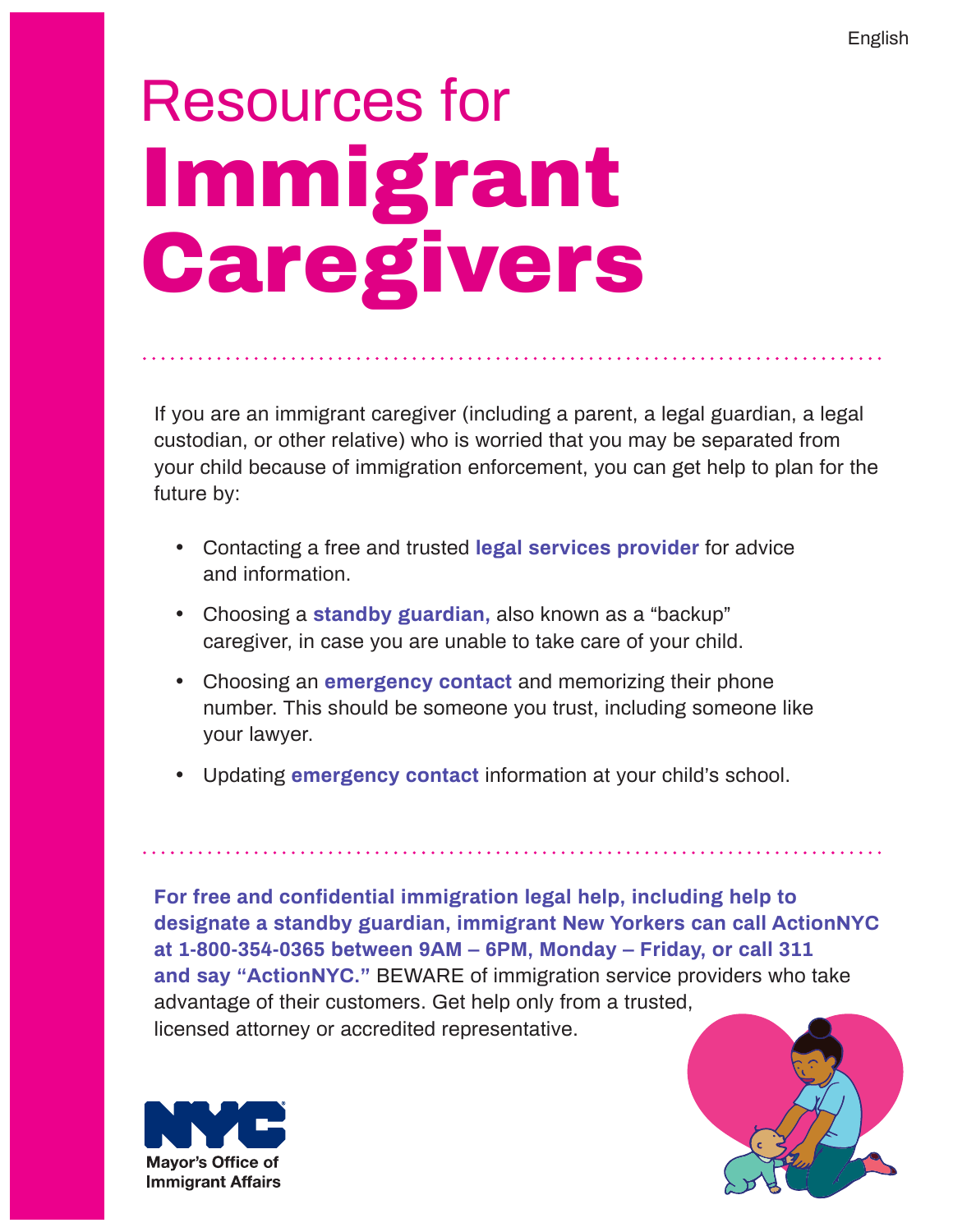English

# Resources for **Immigrant Caregivers**

If you are an immigrant caregiver (including a parent, a legal guardian, a legal custodian, or other relative) who is worried that you may be separated from your child because of immigration enforcement, you can get help to plan for the future by:

- Contacting a free and trusted **legal services provider** for advice and information.
- Choosing a **standby guardian,** also known as a "backup" caregiver, in case you are unable to take care of your child.
- Choosing an **emergency contact** and memorizing their phone number. This should be someone you trust, including someone like your lawyer.
- Updating **emergency contact** information at your child's school.

**For free and confidential immigration legal help, including help to designate a standby guardian, immigrant New Yorkers can call ActionNYC at 1-800-354-0365 between 9AM – 6PM, Monday – Friday, or call 311 and say "ActionNYC."** BEWARE of immigration service providers who take advantage of their customers. Get help only from a trusted, licensed attorney or accredited representative.

NYC Mayor's Office of Immigrant Affairs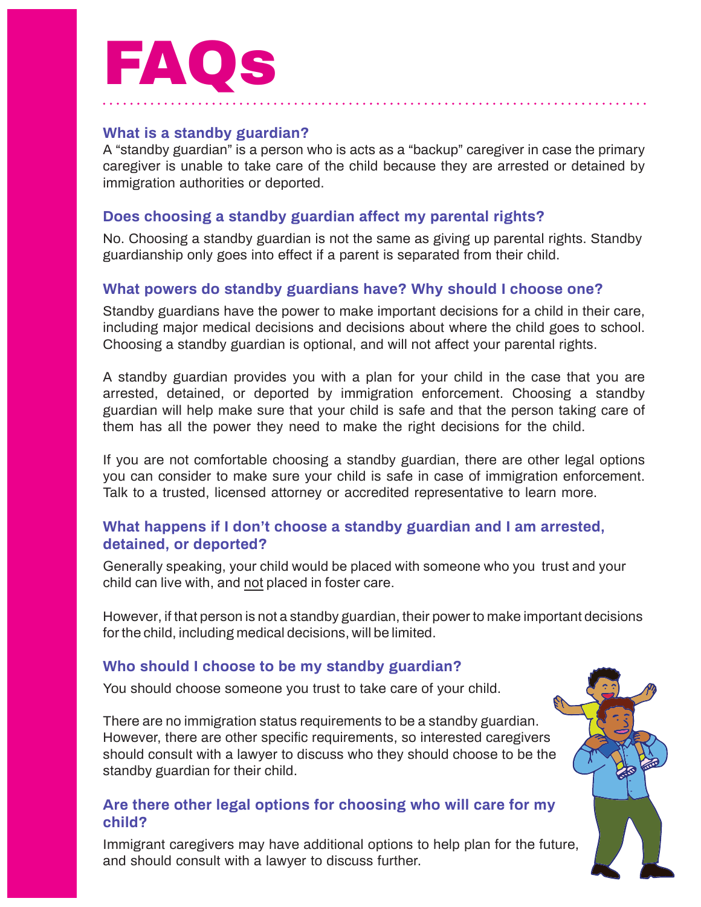# FAQs

### What is a standby guardian?

A "standby guardian" is a person who is acts as a "backup" caregiver in case the primary caregiver is unable to take care of the child because they are arrested or detained by immigration authorities or deported.

### Does choosing a standby guardian affect my parental rights?

No. Choosing a standby guardian is not the same as giving up parental rights. Standby guardianship only goes into effect if a parent is separated from their child.

### What powers do standby guardians have? Why should I choose one?

Standby guardians have the power to make important decisions for a child in their care, including major medical decisions and decisions about where the child goes to school. Choosing a standby guardian is optional, and will not affect your parental rights.

A standby guardian provides you with a plan for your child in the case that you are arrested, detained, or deported by immigration enforcement. Choosing a standby guardian will help make sure that your child is safe and that the person taking care of them has all the power they need to make the right decisions for the child.

If you are not comfortable choosing a standby guardian, there are other legal options you can consider to make sure your child is safe in case of immigration enforcement. Talk to a trusted, licensed attorney or accredited representative to learn more.

### What happens if I don't choose a standby guardian and I am arrested, detained, or deported?

Generally speaking, your child would be placed with someone who you trust and your child can live with, and not placed in foster care.

However, if that person is not a standby guardian, their power to make important decisions for the child, including medical decisions, will be limited.

### Who should I choose to be my standby guardian?

You should choose someone you trust to take care of your child.

There are no immigration status requirements to be a standby guardian. However, there are other specific requirements, so interested caregivers should consult with a lawyer to discuss who they should choose to be the standby guardian for their child.

### Are there other legal options for choosing who will care for my child?

Immigrant caregivers may have additional options to help plan for the future, and should consult with a lawyer to discuss further.